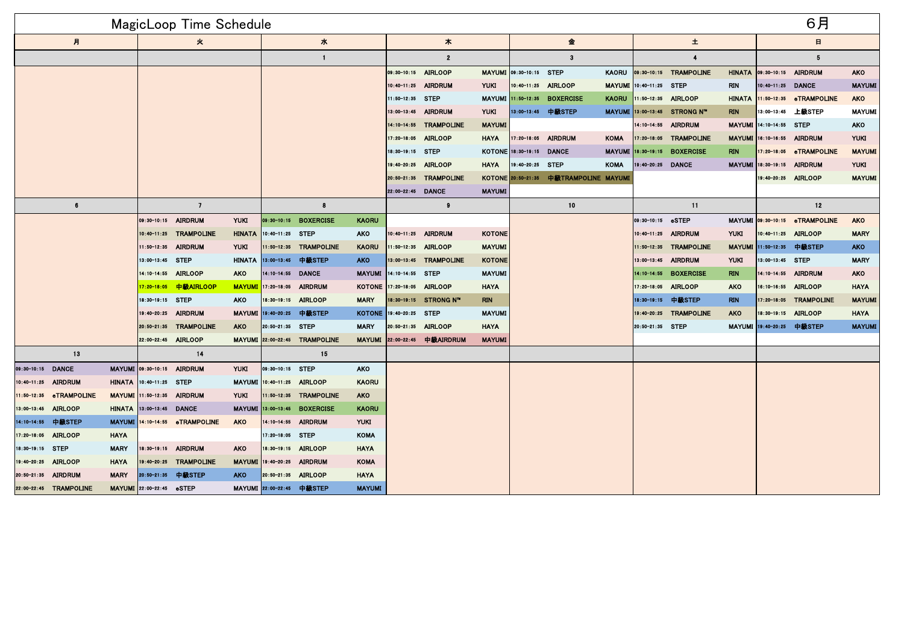# MagicLoop Time Schedule

## 6月

### 2（木）

| 時間 | クラス | インストラクター |
|---|---|---|
| 09:30-10:15 | AIRLOOP | MAYUMI |
| 10:40-11:25 | AIRDRUM | YUKI |
| 11:50-12:35 | STEP | MAYUMI |
| 13:00-13:45 | AIRDRUM | YUKI |
| 14:10-14:55 | TRAMPOLINE | MAYUMI |
| 17:20-18:05 | AIRLOOP | HAYA |
| 18:30-19:15 | STEP | KOTONE |
| 19:40-20:25 | AIRLOOP | HAYA |
| 20:50-21:35 | TRAMPOLINE | KOTONE |
| 22:00-22:45 | DANCE | MAYUMI |

### 3（金）

| 時間 | クラス | インストラクター |
|---|---|---|
| 09:30-10:15 | STEP | KAORU |
| 10:40-11:25 | AIRLOOP | MAYUMI |
| 11:50-12:35 | BOXERCISE | KAORU |
| 13:00-13:45 | 中級STEP | MAYUMI |
| 17:20-18:05 | AIRDRUM | KOMA |
| 18:30-19:15 | DANCE | MAYUMI |
| 19:40-20:25 | STEP | KOMA |
| 20:50-21:35 | 中級TRAMPOLINE | MAYUMI |

### 4（土）

| 時間 | クラス | インストラクター |
|---|---|---|
| 09:30-10:15 | TRAMPOLINE | HINATA |
| 10:40-11:25 | STEP | RIN |
| 11:50-12:35 | AIRLOOP | HINATA |
| 13:00-13:45 | STRONG N™ | RIN |
| 14:10-14:55 | AIRDRUM | MAYUMI |
| 17:20-18:05 | TRAMPOLINE | MAYUMI |
| 18:30-19:15 | BOXERCISE | RIN |
| 19:40-20:25 | DANCE | MAYUMI |

### 5（日）

| 時間 | クラス | インストラクター |
|---|---|---|
| 09:30-10:15 | AIRDRUM | AKO |
| 10:40-11:25 | DANCE | MAYUMI |
| 11:50-12:35 | eTRAMPOLINE | AKO |
| 13:00-13:45 | 上級STEP | MAYUMI |
| 14:10-14:55 | STEP | AKO |
| 16:10-16:55 | AIRDRUM | YUKI |
| 17:20-18:05 | eTRAMPOLINE | MAYUMI |
| 18:30-19:15 | AIRDRUM | YUKI |
| 19:40-20:25 | AIRLOOP | MAYUMI |

### 7（火）

| 時間 | クラス | インストラクター |
|---|---|---|
| 09:30-10:15 | AIRDRUM | YUKI |
| 10:40-11:25 | TRAMPOLINE | HINATA |
| 11:50-12:35 | AIRDRUM | YUKI |
| 13:00-13:45 | STEP | HINATA |
| 14:10-14:55 | AIRLOOP | AKO |
| 17:20-18:05 | 中級AIRLOOP | MAYUMI |
| 18:30-19:15 | STEP | AKO |
| 19:40-20:25 | AIRDRUM | MAYUMI |
| 20:50-21:35 | TRAMPOLINE | AKO |
| 22:00-22:45 | AIRLOOP | MAYUMI |

### 8（水）

| 時間 | クラス | インストラクター |
|---|---|---|
| 09:30-10:15 | BOXERCISE | KAORU |
| 10:40-11:25 | STEP | AKO |
| 11:50-12:35 | TRAMPOLINE | KAORU |
| 13:00-13:45 | 中級STEP | AKO |
| 14:10-14:55 | DANCE | MAYUMI |
| 17:20-18:05 | AIRDRUM | KOTONE |
| 18:30-19:15 | AIRLOOP | MARY |
| 19:40-20:25 | 中級STEP | KOTONE |
| 20:50-21:35 | STEP | MARY |
| 22:00-22:45 | TRAMPOLINE | MAYUMI |

### 9（木）

| 時間 | クラス | インストラクター |
|---|---|---|
| 10:40-11:25 | AIRDRUM | KOTONE |
| 11:50-12:35 | AIRLOOP | MAYUMI |
| 13:00-13:45 | TRAMPOLINE | KOTONE |
| 14:10-14:55 | STEP | MAYUMI |
| 17:20-18:05 | AIRLOOP | HAYA |
| 18:30-19:15 | STRONG N™ | RIN |
| 19:40-20:25 | STEP | MAYUMI |
| 20:50-21:35 | AIRLOOP | HAYA |
| 22:00-22:45 | 中級AIRDRUM | MAYUMI |

### 11（土）

| 時間 | クラス | インストラクター |
|---|---|---|
| 09:30-10:15 | eSTEP | MAYUMI |
| 10:40-11:25 | AIRDRUM | YUKI |
| 11:50-12:35 | TRAMPOLINE | MAYUMI |
| 13:00-13:45 | AIRDRUM | YUKI |
| 14:10-14:55 | BOXERCISE | RIN |
| 17:20-18:05 | AIRLOOP | AKO |
| 18:30-19:15 | 中級STEP | RIN |
| 19:40-20:25 | TRAMPOLINE | AKO |
| 20:50-21:35 | STEP | MAYUMI |

### 12（日）

| 時間 | クラス | インストラクター |
|---|---|---|
| 09:30-10:15 | eTRAMPOLINE | AKO |
| 10:40-11:25 | AIRLOOP | MARY |
| 11:50-12:35 | 中級STEP | AKO |
| 13:00-13:45 | STEP | MARY |
| 14:10-14:55 | AIRDRUM | AKO |
| 16:10-16:55 | AIRLOOP | HAYA |
| 17:20-18:05 | TRAMPOLINE | MAYUMI |
| 18:30-19:15 | AIRLOOP | HAYA |
| 19:40-20:25 | 中級STEP | MAYUMI |

### 13（月）

| 時間 | クラス | インストラクター |
|---|---|---|
| 09:30-10:15 | DANCE | MAYUMI |
| 10:40-11:25 | AIRDRUM | HINATA |
| 11:50-12:35 | eTRAMPOLINE | MAYUMI |
| 13:00-13:45 | AIRLOOP | HINATA |
| 14:10-14:55 | 中級STEP | MAYUMI |
| 17:20-18:05 | AIRLOOP | HAYA |
| 18:30-19:15 | STEP | MARY |
| 19:40-20:25 | AIRLOOP | HAYA |
| 20:50-21:35 | AIRDRUM | MARY |
| 22:00-22:45 | TRAMPOLINE | MAYUMI |

### 14（火）

| 時間 | クラス | インストラクター |
|---|---|---|
| 09:30-10:15 | AIRDRUM | YUKI |
| 10:40-11:25 | STEP | MAYUMI |
| 11:50-12:35 | AIRDRUM | YUKI |
| 13:00-13:45 | DANCE | MAYUMI |
| 14:10-14:55 | eTRAMPOLINE | AKO |
| 18:30-19:15 | AIRDRUM | AKO |
| 19:40-20:25 | TRAMPOLINE | MAYUMI |
| 20:50-21:35 | 中級STEP | AKO |
| 22:00-22:45 | eSTEP | MAYUMI |

### 15（水）

| 時間 | クラス | インストラクター |
|---|---|---|
| 09:30-10:15 | STEP | AKO |
| 10:40-11:25 | AIRLOOP | KAORU |
| 11:50-12:35 | TRAMPOLINE | AKO |
| 13:00-13:45 | BOXERCISE | KAORU |
| 14:10-14:55 | AIRDRUM | YUKI |
| 17:20-18:05 | STEP | KOMA |
| 18:30-19:15 | AIRLOOP | HAYA |
| 19:40-20:25 | AIRDRUM | KOMA |
| 20:50-21:35 | AIRLOOP | HAYA |
| 22:00-22:45 | 中級STEP | MAYUMI |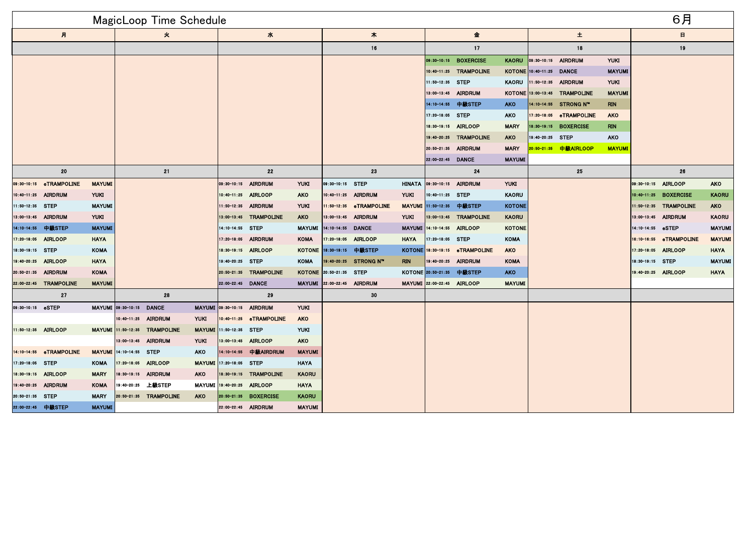# MagicLoop Time Schedule

6月

| 月 | 火 | 水 | 木 | 金 | 土 | 日 |
|---|---|---|---|---|---|---|
| | | | 16 | 17 | 18 | 19 |
| | | | | 09:30-10:15 BOXERCISE KAORU | 09:30-10:15 AIRDRUM YUKI | |
| | | | | 10:40-11:25 TRAMPOLINE KOTONE | 10:40-11:25 DANCE MAYUMI | |
| | | | | 11:50-12:35 STEP KAORU | 11:50-12:35 AIRDRUM YUKI | |
| | | | | 13:00-13:45 AIRDRUM KOTONE | 13:00-13:45 TRAMPOLINE MAYUMI | |
| | | | | 14:10-14:55 中級STEP AKO | 14:10-14:55 STRONG N™ RIN | |
| | | | | 17:20-18:05 STEP AKO | 17:20-18:05 eTRAMPOLINE AKO | |
| | | | | 18:30-19:15 AIRLOOP MARY | 18:30-19:15 BOXERCISE RIN | |
| | | | | 19:40-20:25 TRAMPOLINE AKO | 19:40-20:25 STEP AKO | |
| | | | | 20:50-21:35 AIRDRUM MARY | 20:50-21:35 中級AIRLOOP MAYUMI | |
| | | | | 22:00-22:45 DANCE MAYUMI | | |
| 20 | 21 | 22 | 23 | 24 | 25 | 26 |
| 09:30-10:15 eTRAMPOLINE MAYUMI | | 09:30-10:15 AIRDRUM YUKI | 09:30-10:15 STEP HINATA | 09:30-10:15 AIRDRUM YUKI | | 09:30-10:15 AIRLOOP AKO |
| 10:40-11:25 AIRDRUM YUKI | | 10:40-11:25 AIRLOOP AKO | 10:40-11:25 AIRDRUM YUKI | 10:40-11:25 STEP KAORU | | 10:40-11:25 BOXERCISE KAORU |
| 11:50-12:35 STEP MAYUMI | | 11:50-12:35 AIRDRUM YUKI | 11:50-12:35 eTRAMPOLINE MAYUMI | 11:50-12:35 中級STEP KOTONE | | 11:50-12:35 TRAMPOLINE AKO |
| 13:00-13:45 AIRDRUM YUKI | | 13:00-13:45 TRAMPOLINE AKO | 13:00-13:45 AIRDRUM YUKI | 13:00-13:45 TRAMPOLINE KAORU | | 13:00-13:45 AIRDRUM KAORU |
| 14:10-14:55 中級STEP MAYUMI | | 14:10-14:55 STEP MAYUMI | 14:10-14:55 DANCE MAYUMI | 14:10-14:55 AIRLOOP KOTONE | | 14:10-14:55 eSTEP MAYUMI |
| 17:20-18:05 AIRLOOP HAYA | | 17:20-18:05 AIRDRUM KOMA | 17:20-18:05 AIRLOOP HAYA | 17:20-18:05 STEP KOMA | | 16:10-16:55 eTRAMPOLINE MAYUMI |
| 18:30-19:15 STEP KOMA | | 18:30-19:15 AIRLOOP KOTONE | 18:30-19:15 中級STEP KOTONE | 18:30-19:15 eTRAMPOLINE AKO | | 17:20-18:05 AIRLOOP HAYA |
| 19:40-20:25 AIRLOOP HAYA | | 19:40-20:25 STEP KOMA | 19:40-20:25 STRONG N™ RIN | 19:40-20:25 AIRDRUM KOMA | | 18:30-19:15 STEP MAYUMI |
| 20:50-21:35 AIRDRUM KOMA | | 20:50-21:35 TRAMPOLINE KOTONE | 20:50-21:35 STEP KOTONE | 20:50-21:35 中級STEP AKO | | 19:40-20:25 AIRLOOP HAYA |
| 22:00-22:45 TRAMPOLINE MAYUMI | | 22:00-22:45 DANCE MAYUMI | 22:00-22:45 AIRDRUM MAYUMI | 22:00-22:45 AIRLOOP MAYUMI | | |
| 27 | 28 | 29 | 30 | | | |
| 09:30-10:15 eSTEP MAYUMI | 09:30-10:15 DANCE MAYUMI | 09:30-10:15 AIRDRUM YUKI | | | | |
| | 10:40-11:25 AIRDRUM YUKI | 10:40-11:25 eTRAMPOLINE AKO | | | | |
| 11:50-12:35 AIRLOOP MAYUMI | 11:50-12:35 TRAMPOLINE MAYUMI | 11:50-12:35 STEP YUKI | | | | |
| | 13:00-13:45 AIRDRUM YUKI | 13:00-13:45 AIRLOOP AKO | | | | |
| 14:10-14:55 eTRAMPOLINE MAYUMI | 14:10-14:55 STEP AKO | 14:10-14:55 中級AIRDRUM MAYUMI | | | | |
| 17:20-18:05 STEP KOMA | 17:20-18:05 AIRLOOP MAYUMI | 17:20-18:05 STEP HAYA | | | | |
| 18:30-19:15 AIRLOOP MARY | 18:30-19:15 AIRDRUM AKO | 18:30-19:15 TRAMPOLINE KAORU | | | | |
| 19:40-20:25 AIRDRUM KOMA | 19:40-20:25 上級STEP MAYUMI | 19:40-20:25 AIRLOOP HAYA | | | | |
| 20:50-21:35 STEP MARY | 20:50-21:35 TRAMPOLINE AKO | 20:50-21:35 BOXERCISE KAORU | | | | |
| 22:00-22:45 中級STEP MAYUMI | | 22:00-22:45 AIRDRUM MAYUMI | | | | |